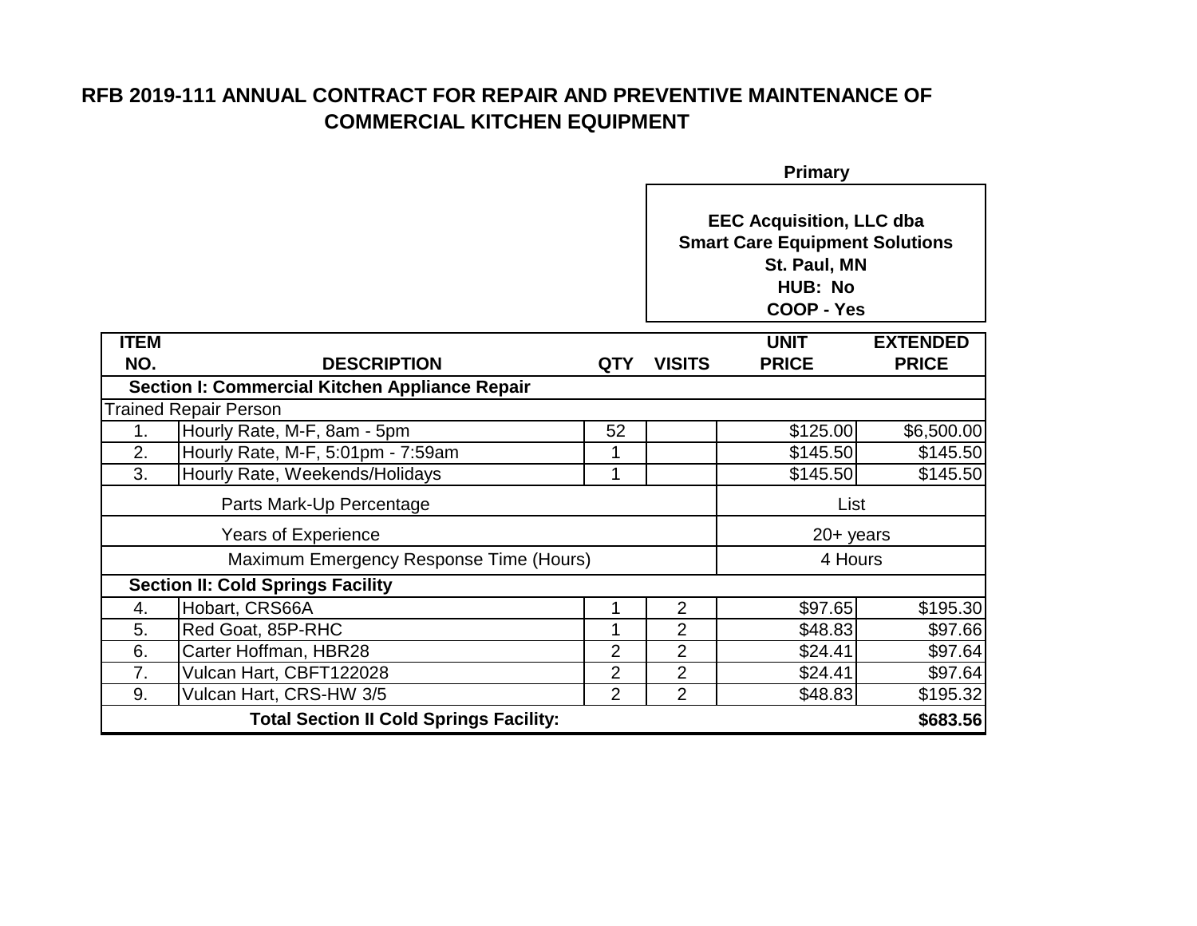# RFB 2019-111 ANNUAL CONTRACT FOR REPAIR AND PREVENTIVE MAINTENANCE OF COMMERCIAL KITCHEN EQUIPMENT

**Primary**

**EEC Acquisition, LLC dba**
**Smart Care Equipment Solutions**
**St. Paul, MN**
**HUB: No**
**COOP - Yes**

| ITEM NO. | DESCRIPTION | QTY | VISITS | UNIT PRICE | EXTENDED PRICE |
|---|---|---|---|---|---|
| **Section I: Commercial Kitchen Appliance Repair** | | | | | |
| Trained Repair Person | | | | | |
| 1. | Hourly Rate, M-F, 8am - 5pm | 52 | | $125.00 | $6,500.00 |
| 2. | Hourly Rate, M-F, 5:01pm - 7:59am | 1 | | $145.50 | $145.50 |
| 3. | Hourly Rate, Weekends/Holidays | 1 | | $145.50 | $145.50 |
| | Parts Mark-Up Percentage | | | List | |
| | Years of Experience | | | 20+ years | |
| | Maximum Emergency Response Time (Hours) | | | 4 Hours | |
| **Section II: Cold Springs Facility** | | | | | |
| 4. | Hobart, CRS66A | 1 | 2 | $97.65 | $195.30 |
| 5. | Red Goat, 85P-RHC | 1 | 2 | $48.83 | $97.66 |
| 6. | Carter Hoffman, HBR28 | 2 | 2 | $24.41 | $97.64 |
| 7. | Vulcan Hart, CBFT122028 | 2 | 2 | $24.41 | $97.64 |
| 9. | Vulcan Hart, CRS-HW 3/5 | 2 | 2 | $48.83 | $195.32 |
| | **Total Section II Cold Springs Facility:** | | | | **$683.56** |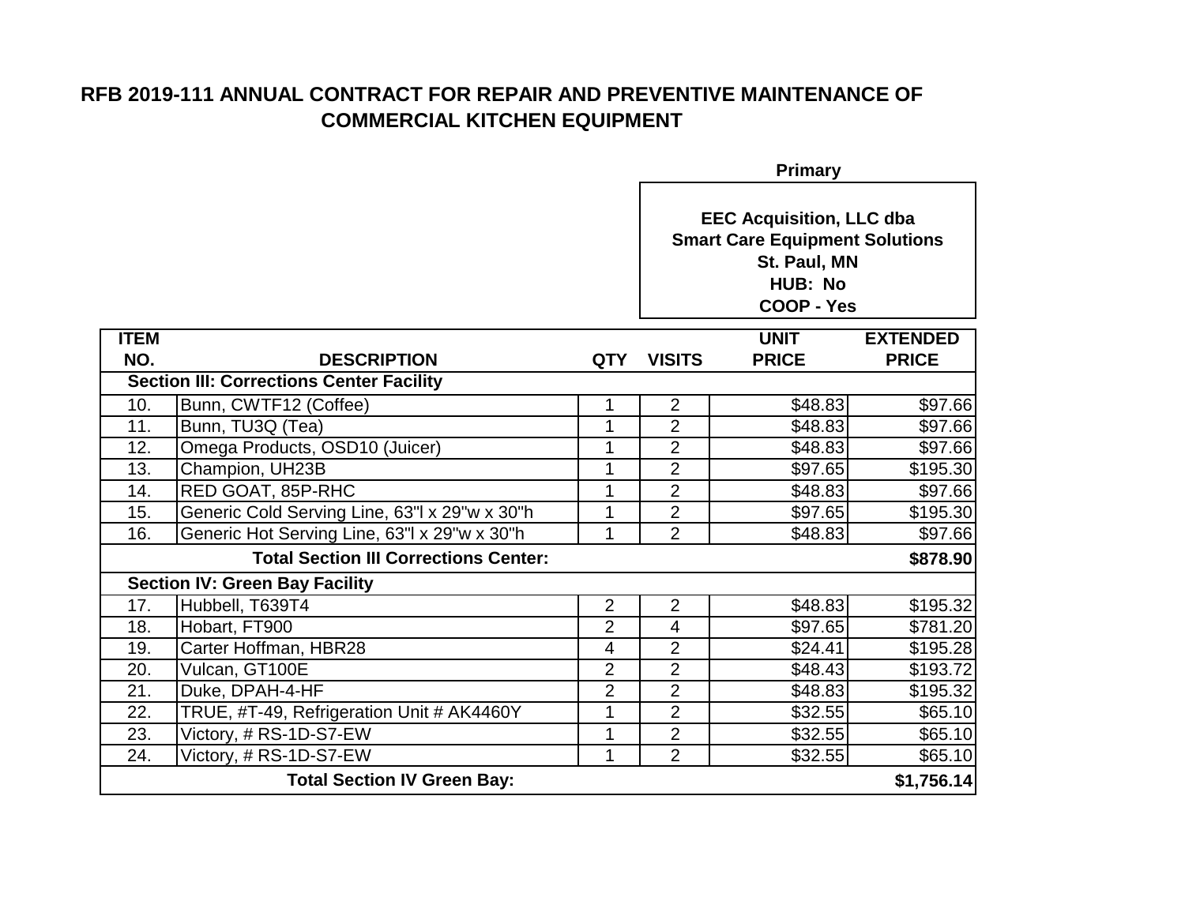# RFB 2019-111 ANNUAL CONTRACT FOR REPAIR AND PREVENTIVE MAINTENANCE OF COMMERCIAL KITCHEN EQUIPMENT

**Primary**

**EEC Acquisition, LLC dba**
**Smart Care Equipment Solutions**
**St. Paul, MN**
**HUB: No**
**COOP - Yes**

| ITEM NO. | DESCRIPTION | QTY | VISITS | UNIT PRICE | EXTENDED PRICE |
|---|---|---|---|---|---|
| **Section III: Corrections Center Facility** | | | | | |
| 10. | Bunn, CWTF12 (Coffee) | 1 | 2 | $48.83 | $97.66 |
| 11. | Bunn, TU3Q (Tea) | 1 | 2 | $48.83 | $97.66 |
| 12. | Omega Products, OSD10 (Juicer) | 1 | 2 | $48.83 | $97.66 |
| 13. | Champion, UH23B | 1 | 2 | $97.65 | $195.30 |
| 14. | RED GOAT, 85P-RHC | 1 | 2 | $48.83 | $97.66 |
| 15. | Generic Cold Serving Line, 63"l x 29"w x 30"h | 1 | 2 | $97.65 | $195.30 |
| 16. | Generic Hot Serving Line, 63"l x 29"w x 30"h | 1 | 2 | $48.83 | $97.66 |
| **Total Section III Corrections Center:** | | | | | **$878.90** |
| **Section IV: Green Bay Facility** | | | | | |
| 17. | Hubbell, T639T4 | 2 | 2 | $48.83 | $195.32 |
| 18. | Hobart, FT900 | 2 | 4 | $97.65 | $781.20 |
| 19. | Carter Hoffman, HBR28 | 4 | 2 | $24.41 | $195.28 |
| 20. | Vulcan, GT100E | 2 | 2 | $48.43 | $193.72 |
| 21. | Duke, DPAH-4-HF | 2 | 2 | $48.83 | $195.32 |
| 22. | TRUE, #T-49, Refrigeration Unit # AK4460Y | 1 | 2 | $32.55 | $65.10 |
| 23. | Victory, # RS-1D-S7-EW | 1 | 2 | $32.55 | $65.10 |
| 24. | Victory, # RS-1D-S7-EW | 1 | 2 | $32.55 | $65.10 |
| **Total Section IV Green Bay:** | | | | | **$1,756.14** |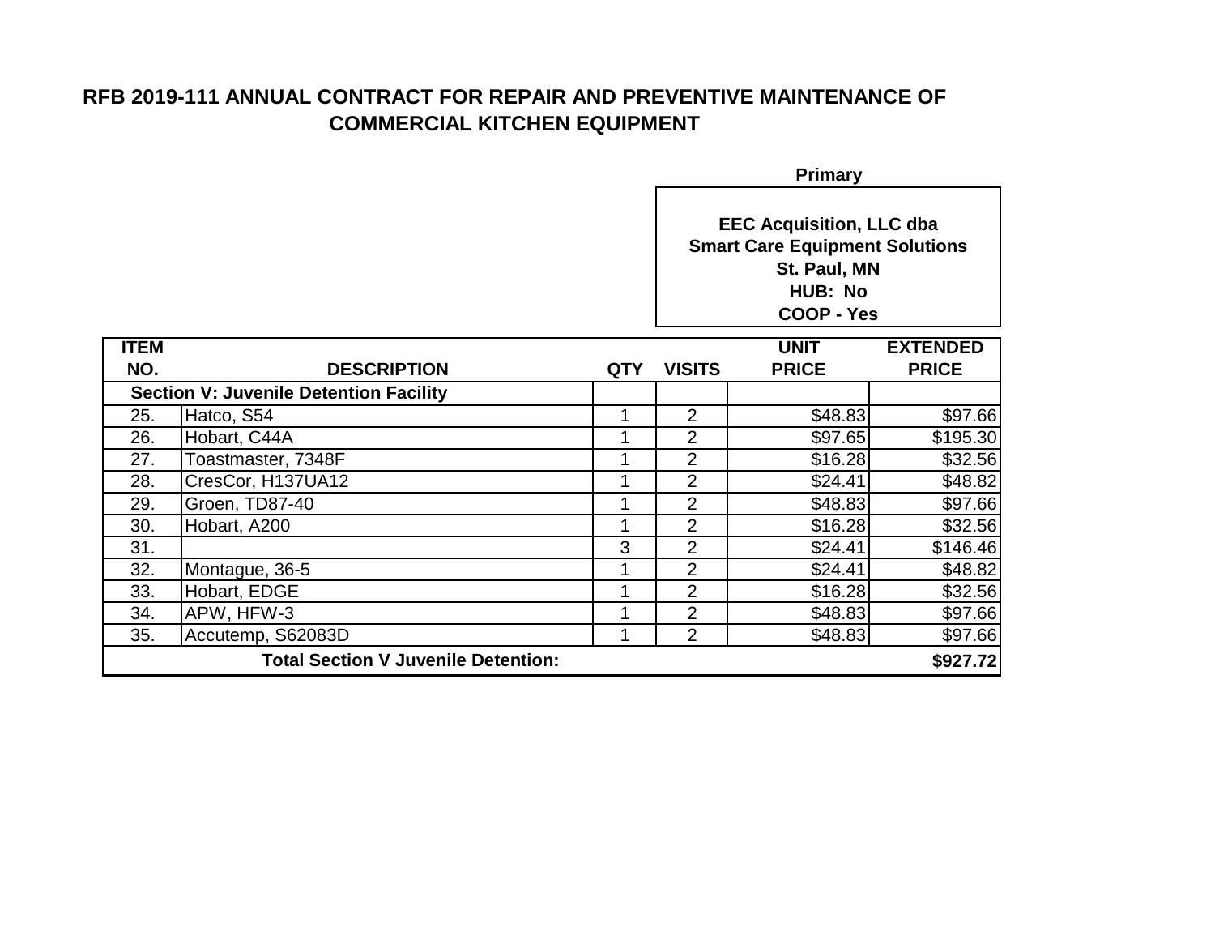# RFB 2019-111 ANNUAL CONTRACT FOR REPAIR AND PREVENTIVE MAINTENANCE OF COMMERCIAL KITCHEN EQUIPMENT

**Primary**

**EEC Acquisition, LLC dba**
**Smart Care Equipment Solutions**
**St. Paul, MN**
**HUB: No**
**COOP - Yes**

| ITEM NO. | DESCRIPTION | QTY | VISITS | UNIT PRICE | EXTENDED PRICE |
|---|---|---|---|---|---|
| **Section V: Juvenile Detention Facility** | | | | | |
| 25. | Hatco, S54 | 1 | 2 | $48.83 | $97.66 |
| 26. | Hobart, C44A | 1 | 2 | $97.65 | $195.30 |
| 27. | Toastmaster, 7348F | 1 | 2 | $16.28 | $32.56 |
| 28. | CresCor, H137UA12 | 1 | 2 | $24.41 | $48.82 |
| 29. | Groen, TD87-40 | 1 | 2 | $48.83 | $97.66 |
| 30. | Hobart, A200 | 1 | 2 | $16.28 | $32.56 |
| 31. | | 3 | 2 | $24.41 | $146.46 |
| 32. | Montague, 36-5 | 1 | 2 | $24.41 | $48.82 |
| 33. | Hobart, EDGE | 1 | 2 | $16.28 | $32.56 |
| 34. | APW, HFW-3 | 1 | 2 | $48.83 | $97.66 |
| 35. | Accutemp, S62083D | 1 | 2 | $48.83 | $97.66 |
| **Total Section V Juvenile Detention:** | | | | | **$927.72** |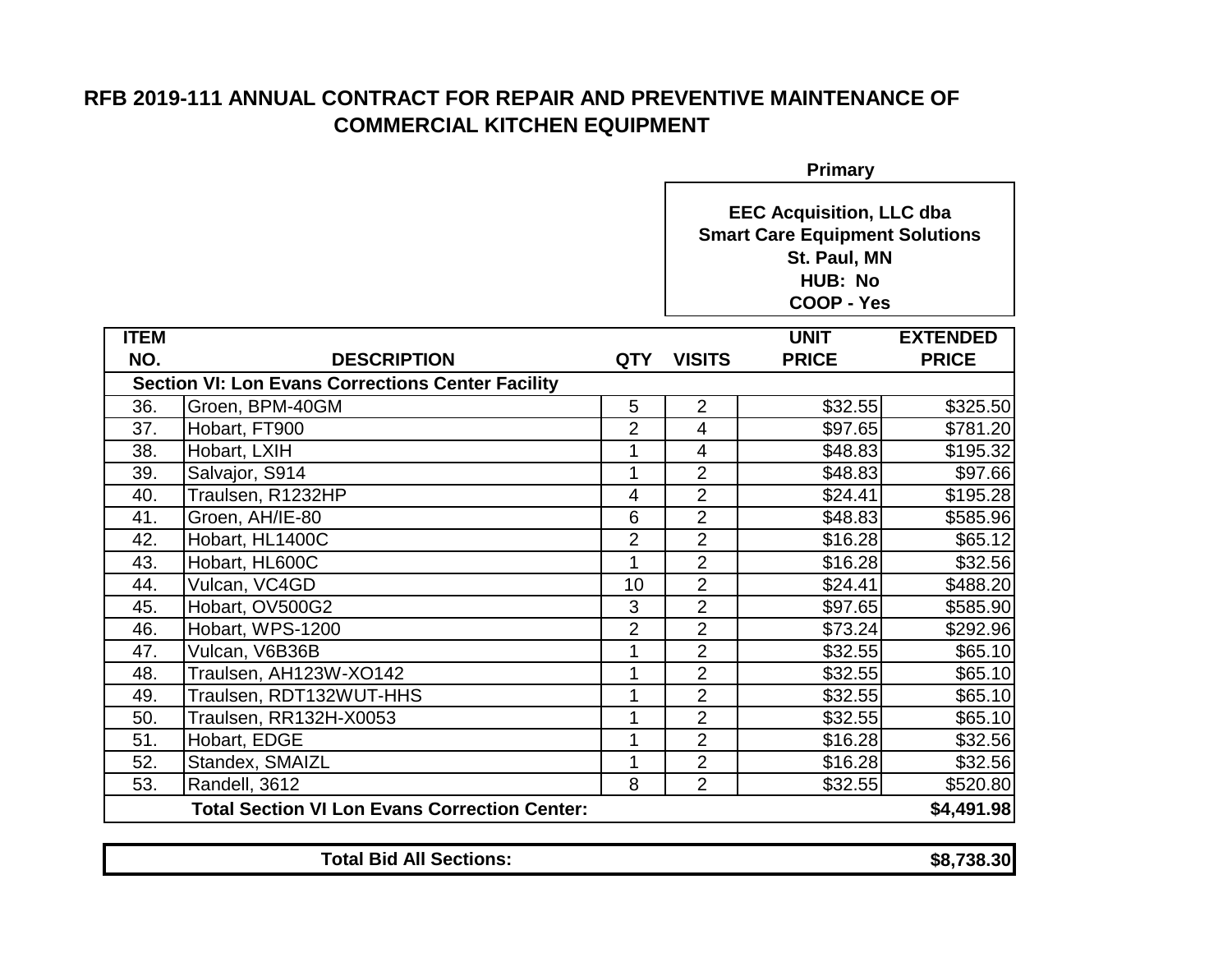## RFB 2019-111 ANNUAL CONTRACT FOR REPAIR AND PREVENTIVE MAINTENANCE OF COMMERCIAL KITCHEN EQUIPMENT

| | | | | Primary | |
|---|---|---|---|---|---|
| | | | | **EEC Acquisition, LLC dba Smart Care Equipment Solutions St. Paul, MN HUB: No COOP - Yes** | |
| **ITEM NO.** | **DESCRIPTION** | **QTY** | **VISITS** | **UNIT PRICE** | **EXTENDED PRICE** |
| **Section VI: Lon Evans Corrections Center Facility** | | | | | |
| 36. | Groen, BPM-40GM | 5 | 2 | $32.55 | $325.50 |
| 37. | Hobart, FT900 | 2 | 4 | $97.65 | $781.20 |
| 38. | Hobart, LXIH | 1 | 4 | $48.83 | $195.32 |
| 39. | Salvajor, S914 | 1 | 2 | $48.83 | $97.66 |
| 40. | Traulsen, R1232HP | 4 | 2 | $24.41 | $195.28 |
| 41. | Groen, AH/IE-80 | 6 | 2 | $48.83 | $585.96 |
| 42. | Hobart, HL1400C | 2 | 2 | $16.28 | $65.12 |
| 43. | Hobart, HL600C | 1 | 2 | $16.28 | $32.56 |
| 44. | Vulcan, VC4GD | 10 | 2 | $24.41 | $488.20 |
| 45. | Hobart, OV500G2 | 3 | 2 | $97.65 | $585.90 |
| 46. | Hobart, WPS-1200 | 2 | 2 | $73.24 | $292.96 |
| 47. | Vulcan, V6B36B | 1 | 2 | $32.55 | $65.10 |
| 48. | Traulsen, AH123W-XO142 | 1 | 2 | $32.55 | $65.10 |
| 49. | Traulsen, RDT132WUT-HHS | 1 | 2 | $32.55 | $65.10 |
| 50. | Traulsen, RR132H-X0053 | 1 | 2 | $32.55 | $65.10 |
| 51. | Hobart, EDGE | 1 | 2 | $16.28 | $32.56 |
| 52. | Standex, SMAIZL | 1 | 2 | $16.28 | $32.56 |
| 53. | Randell, 3612 | 8 | 2 | $32.55 | $520.80 |
| **Total Section VI Lon Evans Correction Center:** | | | | | **$4,491.98** |

| | |
|---|---|
| **Total Bid All Sections:** | **$8,738.30** |